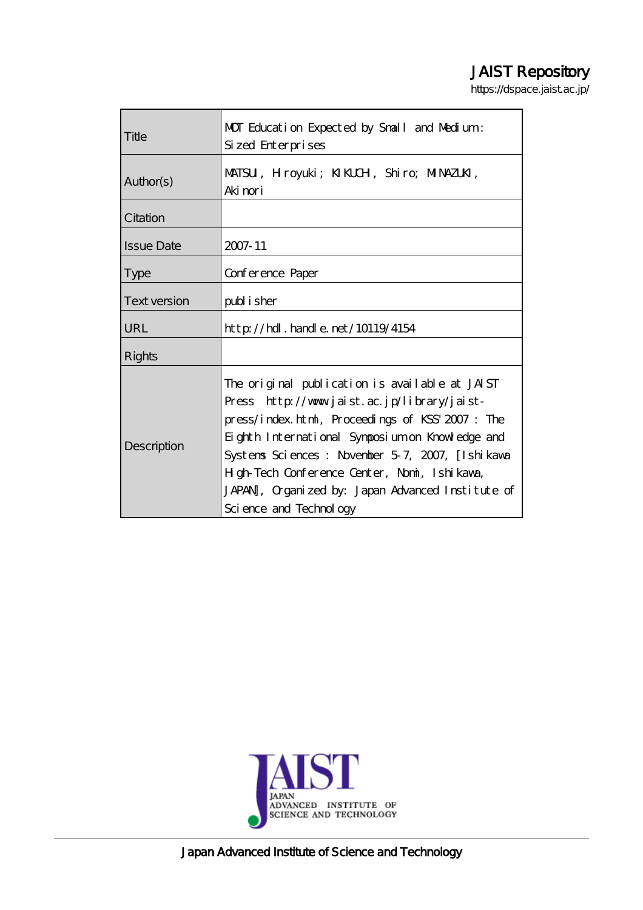JAIST Repository

https://dspace.jaist.ac.jp/

| | |
|---|---|
| Title | MOT Education Expected by Small and Medium-Sized Enterprises |
| Author(s) | MATSUI, Hiroyuki; KIKUCHI, Shiro; MINAZUKI, Akinori |
| Citation | |
| Issue Date | 2007-11 |
| Type | Conference Paper |
| Text version | publisher |
| URL | http://hdl.handle.net/10119/4154 |
| Rights | |
| Description | The original publication is available at JAIST Press http://www.jaist.ac.jp/library/jaist-press/index.html, Proceedings of KSS'2007 : The Eighth International Symposium on Knowledge and Systems Sciences : November 5-7, 2007, [Ishikawa High-Tech Conference Center, Nomi, Ishikawa, JAPAN], Organized by: Japan Advanced Institute of Science and Technology |

JAIST
JAPAN
ADVANCED INSTITUTE OF
SCIENCE AND TECHNOLOGY

Japan Advanced Institute of Science and Technology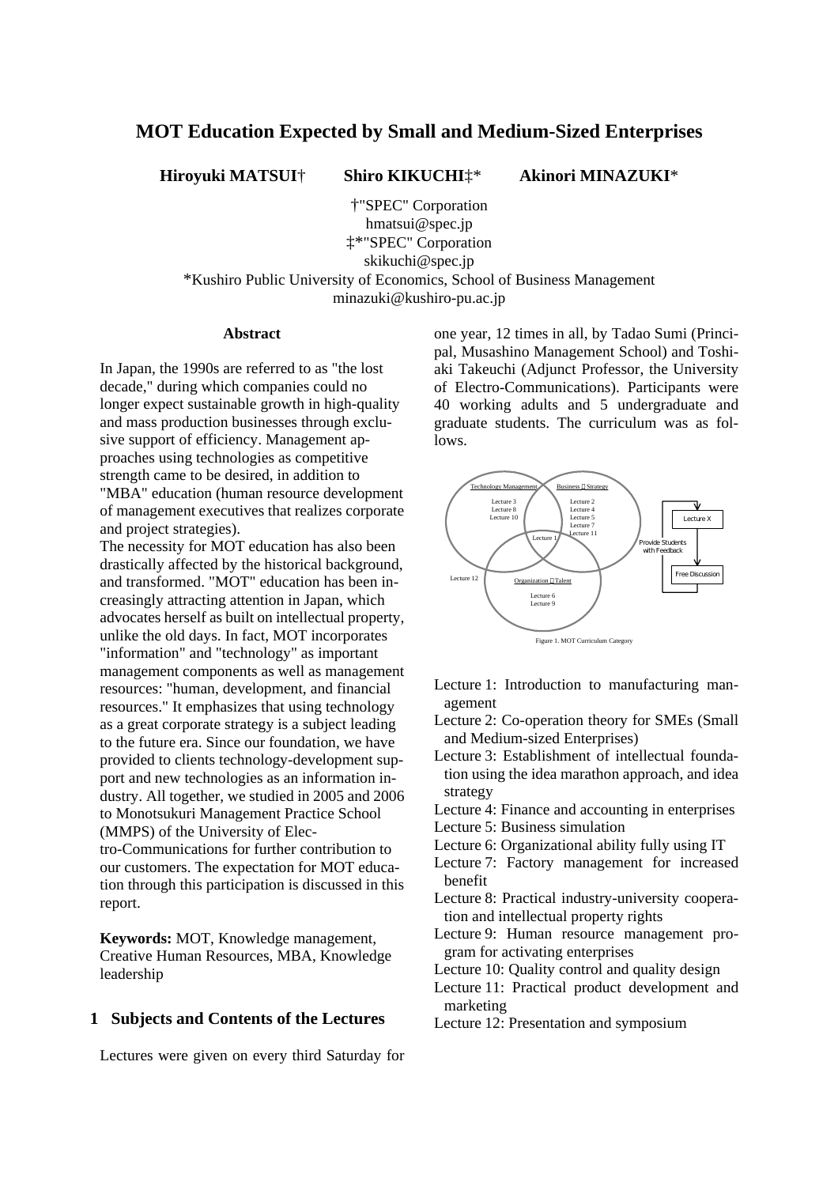# MOT Education Expected by Small and Medium-Sized Enterprises

**Hiroyuki MATSUI†** **Shiro KIKUCHI‡\*** **Akinori MINAZUKI\***

†"SPEC" Corporation
hmatsui@spec.jp
‡\*"SPEC" Corporation
skikuchi@spec.jp
\*Kushiro Public University of Economics, School of Business Management
minazuki@kushiro-pu.ac.jp

### Abstract

In Japan, the 1990s are referred to as "the lost decade," during which companies could no longer expect sustainable growth in high-quality and mass production businesses through exclusive support of efficiency. Management approaches using technologies as competitive strength came to be desired, in addition to "MBA" education (human resource development of management executives that realizes corporate and project strategies).

The necessity for MOT education has also been drastically affected by the historical background, and transformed. "MOT" education has been increasingly attracting attention in Japan, which advocates herself as built on intellectual property, unlike the old days. In fact, MOT incorporates "information" and "technology" as important management components as well as management resources: "human, development, and financial resources." It emphasizes that using technology as a great corporate strategy is a subject leading to the future era. Since our foundation, we have provided to clients technology-development support and new technologies as an information industry. All together, we studied in 2005 and 2006 to Monotsukuri Management Practice School (MMPS) of the University of Electro-Communications for further contribution to our customers. The expectation for MOT education through this participation is discussed in this report.

**Keywords:** MOT, Knowledge management, Creative Human Resources, MBA, Knowledge leadership

## 1 Subjects and Contents of the Lectures

Lectures were given on every third Saturday for one year, 12 times in all, by Tadao Sumi (Principal, Musashino Management School) and Toshiaki Takeuchi (Adjunct Professor, the University of Electro-Communications). Participants were 40 working adults and 5 undergraduate and graduate students. The curriculum was as follows.

Figure 1. MOT Curriculum Category

- Lecture 1: Introduction to manufacturing management
- Lecture 2: Co-operation theory for SMEs (Small and Medium-sized Enterprises)
- Lecture 3: Establishment of intellectual foundation using the idea marathon approach, and idea strategy
- Lecture 4: Finance and accounting in enterprises
- Lecture 5: Business simulation
- Lecture 6: Organizational ability fully using IT
- Lecture 7: Factory management for increased benefit
- Lecture 8: Practical industry-university cooperation and intellectual property rights
- Lecture 9: Human resource management program for activating enterprises
- Lecture 10: Quality control and quality design
- Lecture 11: Practical product development and marketing
- Lecture 12: Presentation and symposium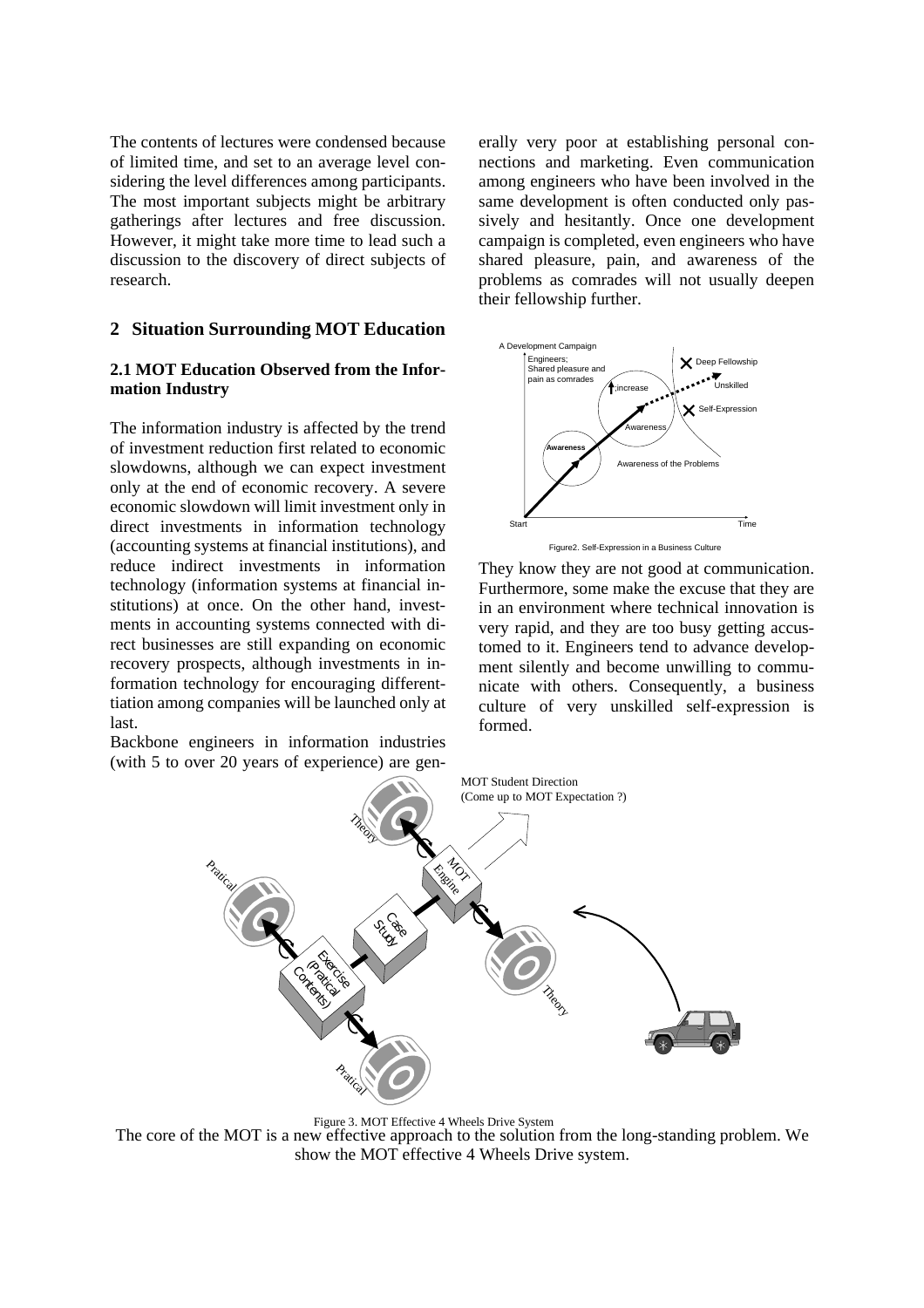The contents of lectures were condensed because of limited time, and set to an average level considering the level differences among participants. The most important subjects might be arbitrary gatherings after lectures and free discussion. However, it might take more time to lead such a discussion to the discovery of direct subjects of research.

## 2 Situation Surrounding MOT Education

### 2.1 MOT Education Observed from the Information Industry

The information industry is affected by the trend of investment reduction first related to economic slowdowns, although we can expect investment only at the end of economic recovery. A severe economic slowdown will limit investment only in direct investments in information technology (accounting systems at financial institutions), and reduce indirect investments in information technology (information systems at financial institutions) at once. On the other hand, investments in accounting systems connected with direct businesses are still expanding on economic recovery prospects, although investments in information technology for encouraging differenttiation among companies will be launched only at last.

Backbone engineers in information industries (with 5 to over 20 years of experience) are generally very poor at establishing personal connections and marketing. Even communication among engineers who have been involved in the same development is often conducted only passively and hesitantly. Once one development campaign is completed, even engineers who have shared pleasure, pain, and awareness of the problems as comrades will not usually deepen their fellowship further.

Figure2. Self-Expression in a Business Culture

They know they are not good at communication. Furthermore, some make the excuse that they are in an environment where technical innovation is very rapid, and they are too busy getting accustomed to it. Engineers tend to advance development silently and become unwilling to communicate with others. Consequently, a business culture of very unskilled self-expression is formed.

Figure 3. MOT Effective 4 Wheels Drive System

The core of the MOT is a new effective approach to the solution from the long-standing problem. We show the MOT effective 4 Wheels Drive system.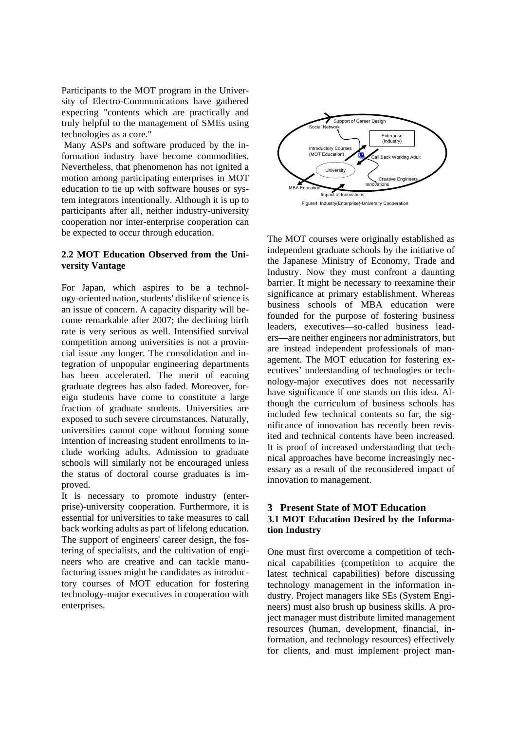Participants to the MOT program in the University of Electro-Communications have gathered expecting "contents which are practically and truly helpful to the management of SMEs using technologies as a core."

Many ASPs and software produced by the information industry have become commodities. Nevertheless, that phenomenon has not ignited a motion among participating enterprises in MOT education to tie up with software houses or system integrators intentionally. Although it is up to participants after all, neither industry-university cooperation nor inter-enterprise cooperation can be expected to occur through education.

## 2.2 MOT Education Observed from the University Vantage

For Japan, which aspires to be a technology-oriented nation, students' dislike of science is an issue of concern. A capacity disparity will become remarkable after 2007; the declining birth rate is very serious as well. Intensified survival competition among universities is not a provincial issue any longer. The consolidation and integration of unpopular engineering departments has been accelerated. The merit of earning graduate degrees has also faded. Moreover, foreign students have come to constitute a large fraction of graduate students. Universities are exposed to such severe circumstances. Naturally, universities cannot cope without forming some intention of increasing student enrollments to include working adults. Admission to graduate schools will similarly not be encouraged unless the status of doctoral course graduates is improved.

It is necessary to promote industry (enterprise)-university cooperation. Furthermore, it is essential for universities to take measures to call back working adults as part of lifelong education. The support of engineers' career design, the fostering of specialists, and the cultivation of engineers who are creative and can tackle manufacturing issues might be candidates as introductory courses of MOT education for fostering technology-major executives in cooperation with enterprises.

Figure4. Industry(Enterprise)-University Cooperation

The MOT courses were originally established as independent graduate schools by the initiative of the Japanese Ministry of Economy, Trade and Industry. Now they must confront a daunting barrier. It might be necessary to reexamine their significance at primary establishment. Whereas business schools of MBA education were founded for the purpose of fostering business leaders, executives—so-called business leaders—are neither engineers nor administrators, but are instead independent professionals of management. The MOT education for fostering executives' understanding of technologies or technology-major executives does not necessarily have significance if one stands on this idea. Although the curriculum of business schools has included few technical contents so far, the significance of innovation has recently been revisited and technical contents have been increased. It is proof of increased understanding that technical approaches have become increasingly necessary as a result of the reconsidered impact of innovation to management.

# 3 Present State of MOT Education

## 3.1 MOT Education Desired by the Information Industry

One must first overcome a competition of technical capabilities (competition to acquire the latest technical capabilities) before discussing technology management in the information industry. Project managers like SEs (System Engineers) must also brush up business skills. A project manager must distribute limited management resources (human, development, financial, information, and technology resources) effectively for clients, and must implement project man-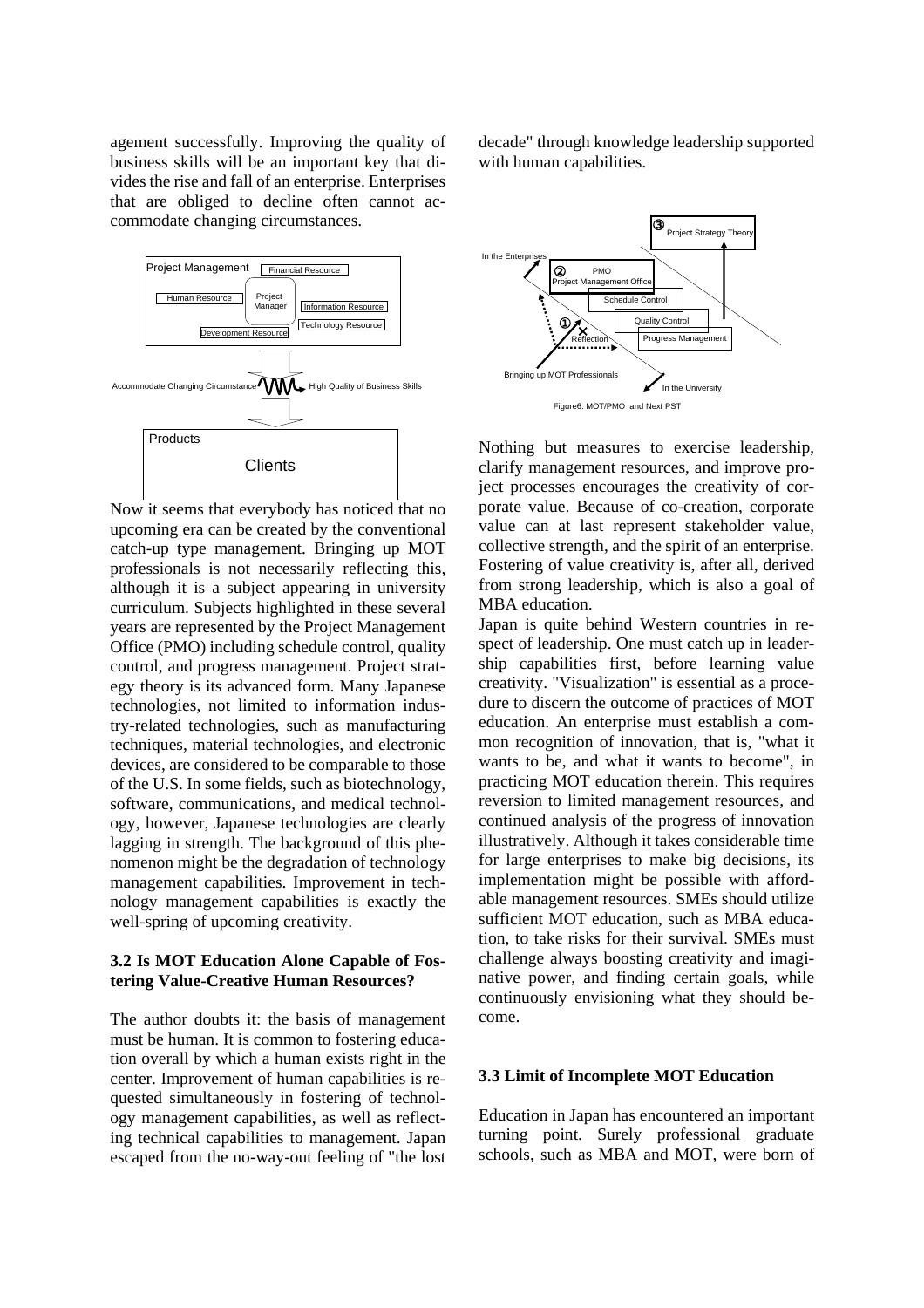agement successfully. Improving the quality of business skills will be an important key that divides the rise and fall of an enterprise. Enterprises that are obliged to decline often cannot accommodate changing circumstances.

Now it seems that everybody has noticed that no upcoming era can be created by the conventional catch-up type management. Bringing up MOT professionals is not necessarily reflecting this, although it is a subject appearing in university curriculum. Subjects highlighted in these several years are represented by the Project Management Office (PMO) including schedule control, quality control, and progress management. Project strategy theory is its advanced form. Many Japanese technologies, not limited to information industry-related technologies, such as manufacturing techniques, material technologies, and electronic devices, are considered to be comparable to those of the U.S. In some fields, such as biotechnology, software, communications, and medical technology, however, Japanese technologies are clearly lagging in strength. The background of this phenomenon might be the degradation of technology management capabilities. Improvement in technology management capabilities is exactly the well-spring of upcoming creativity.

### 3.2 Is MOT Education Alone Capable of Fostering Value-Creative Human Resources?

The author doubts it: the basis of management must be human. It is common to fostering education overall by which a human exists right in the center. Improvement of human capabilities is requested simultaneously in fostering of technology management capabilities, as well as reflecting technical capabilities to management. Japan escaped from the no-way-out feeling of "the lost decade" through knowledge leadership supported with human capabilities.

Figure6. MOT/PMO and Next PST

Nothing but measures to exercise leadership, clarify management resources, and improve project processes encourages the creativity of corporate value. Because of co-creation, corporate value can at last represent stakeholder value, collective strength, and the spirit of an enterprise. Fostering of value creativity is, after all, derived from strong leadership, which is also a goal of MBA education.

Japan is quite behind Western countries in respect of leadership. One must catch up in leadership capabilities first, before learning value creativity. "Visualization" is essential as a procedure to discern the outcome of practices of MOT education. An enterprise must establish a common recognition of innovation, that is, "what it wants to be, and what it wants to become", in practicing MOT education therein. This requires reversion to limited management resources, and continued analysis of the progress of innovation illustratively. Although it takes considerable time for large enterprises to make big decisions, its implementation might be possible with affordable management resources. SMEs should utilize sufficient MOT education, such as MBA education, to take risks for their survival. SMEs must challenge always boosting creativity and imaginative power, and finding certain goals, while continuously envisioning what they should become.

### 3.3 Limit of Incomplete MOT Education

Education in Japan has encountered an important turning point. Surely professional graduate schools, such as MBA and MOT, were born of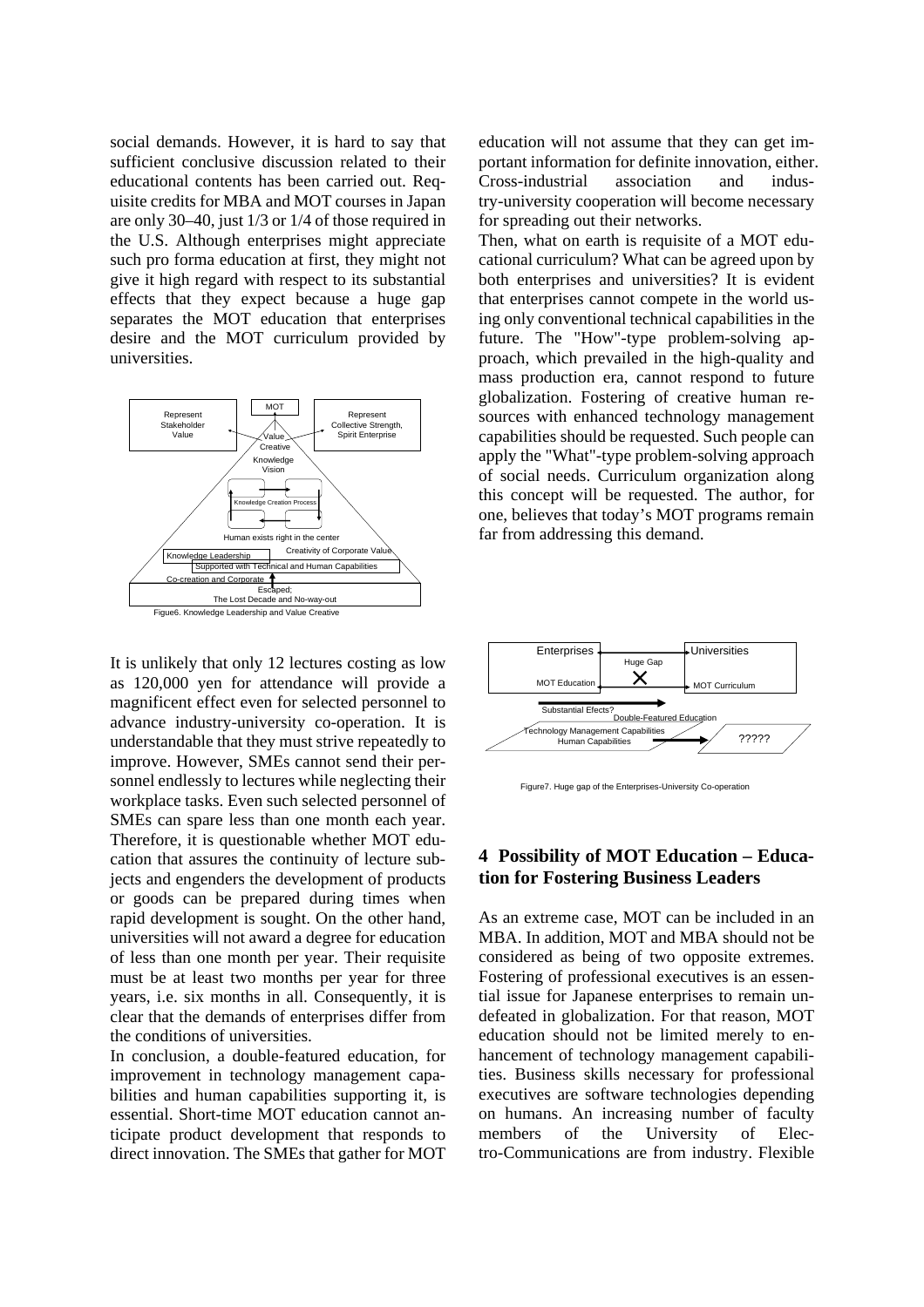social demands. However, it is hard to say that sufficient conclusive discussion related to their educational contents has been carried out. Requisite credits for MBA and MOT courses in Japan are only 30–40, just 1/3 or 1/4 of those required in the U.S. Although enterprises might appreciate such pro forma education at first, they might not give it high regard with respect to its substantial effects that they expect because a huge gap separates the MOT education that enterprises desire and the MOT curriculum provided by universities.

Figue6. Knowledge Leadership and Value Creative

It is unlikely that only 12 lectures costing as low as 120,000 yen for attendance will provide a magnificent effect even for selected personnel to advance industry-university co-operation. It is understandable that they must strive repeatedly to improve. However, SMEs cannot send their personnel endlessly to lectures while neglecting their workplace tasks. Even such selected personnel of SMEs can spare less than one month each year. Therefore, it is questionable whether MOT education that assures the continuity of lecture subjects and engenders the development of products or goods can be prepared during times when rapid development is sought. On the other hand, universities will not award a degree for education of less than one month per year. Their requisite must be at least two months per year for three years, i.e. six months in all. Consequently, it is clear that the demands of enterprises differ from the conditions of universities.

In conclusion, a double-featured education, for improvement in technology management capabilities and human capabilities supporting it, is essential. Short-time MOT education cannot anticipate product development that responds to direct innovation. The SMEs that gather for MOT education will not assume that they can get important information for definite innovation, either. Cross-industrial association and industry-university cooperation will become necessary for spreading out their networks.

Then, what on earth is requisite of a MOT educational curriculum? What can be agreed upon by both enterprises and universities? It is evident that enterprises cannot compete in the world using only conventional technical capabilities in the future. The "How"-type problem-solving approach, which prevailed in the high-quality and mass production era, cannot respond to future globalization. Fostering of creative human resources with enhanced technology management capabilities should be requested. Such people can apply the "What"-type problem-solving approach of social needs. Curriculum organization along this concept will be requested. The author, for one, believes that today's MOT programs remain far from addressing this demand.

Figure7. Huge gap of the Enterprises-University Co-operation

## 4 Possibility of MOT Education – Education for Fostering Business Leaders

As an extreme case, MOT can be included in an MBA. In addition, MOT and MBA should not be considered as being of two opposite extremes. Fostering of professional executives is an essential issue for Japanese enterprises to remain undefeated in globalization. For that reason, MOT education should not be limited merely to enhancement of technology management capabilities. Business skills necessary for professional executives are software technologies depending on humans. An increasing number of faculty members of the University of Electro-Communications are from industry. Flexible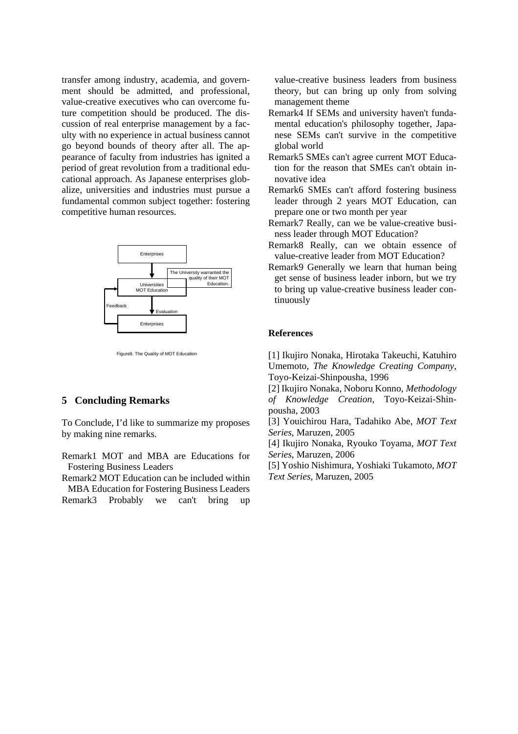transfer among industry, academia, and government should be admitted, and professional, value-creative executives who can overcome future competition should be produced. The discussion of real enterprise management by a faculty with no experience in actual business cannot go beyond bounds of theory after all. The appearance of faculty from industries has ignited a period of great revolution from a traditional educational approach. As Japanese enterprises globalize, universities and industries must pursue a fundamental common subject together: fostering competitive human resources.

Enterprises

The University warranted the quality of their MOT Education.

Universities MOT Education

Feedback

Evaluation

Enterprises

Figure9. The Quality of MOT Education

## 5 Concluding Remarks

To Conclude, I'd like to summarize my proposes by making nine remarks.

Remark1 MOT and MBA are Educations for Fostering Business Leaders

Remark2 MOT Education can be included within MBA Education for Fostering Business Leaders

Remark3 Probably we can't bring up value-creative business leaders from business theory, but can bring up only from solving management theme

Remark4 If SEMs and university haven't fundamental education's philosophy together, Japanese SEMs can't survive in the competitive global world

Remark5 SMEs can't agree current MOT Education for the reason that SMEs can't obtain innovative idea

Remark6 SMEs can't afford fostering business leader through 2 years MOT Education, can prepare one or two month per year

Remark7 Really, can we be value-creative business leader through MOT Education?

Remark8 Really, can we obtain essence of value-creative leader from MOT Education?

Remark9 Generally we learn that human being get sense of business leader inborn, but we try to bring up value-creative business leader continuously

### References

[1] Ikujiro Nonaka, Hirotaka Takeuchi, Katuhiro Umemoto, *The Knowledge Creating Company*, Toyo-Keizai-Shinpousha, 1996

[2] Ikujiro Nonaka, Noboru Konno, *Methodology of Knowledge Creation*, Toyo-Keizai-Shinpousha, 2003

[3] Youichirou Hara, Tadahiko Abe, *MOT Text Series*, Maruzen, 2005

[4] Ikujiro Nonaka, Ryouko Toyama, *MOT Text Series*, Maruzen, 2006

[5] Yoshio Nishimura, Yoshiaki Tukamoto, *MOT Text Series*, Maruzen, 2005